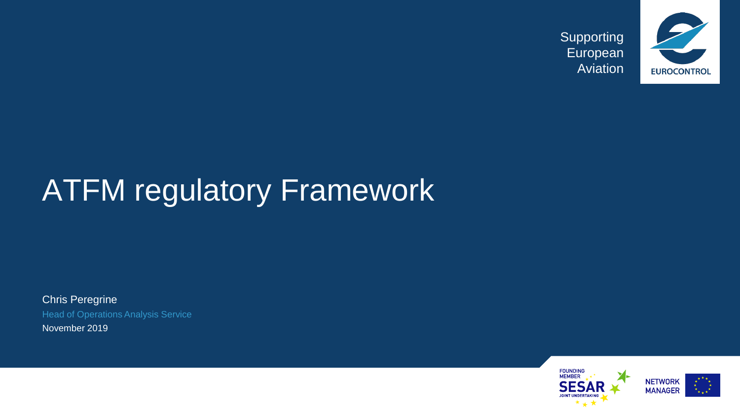Supporting European Aviation

EUROCONTROL

# ATFM regulatory Framework

Chris Peregrine

Head of Operations Analysis Service

November 2019

FOUNDING MEMBER SESAR JOINT UNDERTAKING

NETWORK MANAGER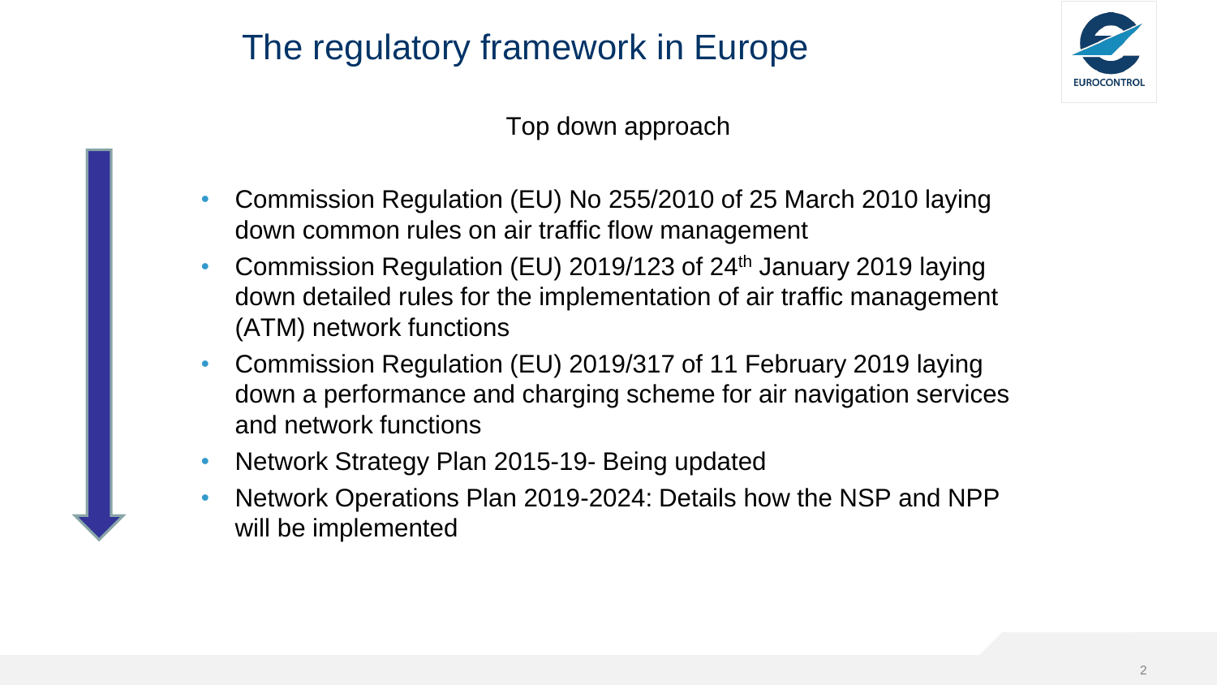# The regulatory framework in Europe

Top down approach

- Commission Regulation (EU) No 255/2010 of 25 March 2010 laying down common rules on air traffic flow management
- Commission Regulation (EU) 2019/123 of 24th January 2019 laying down detailed rules for the implementation of air traffic management (ATM) network functions
- Commission Regulation (EU) 2019/317 of 11 February 2019 laying down a performance and charging scheme for air navigation services and network functions
- Network Strategy Plan 2015-19- Being updated
- Network Operations Plan 2019-2024: Details how the NSP and NPP will be implemented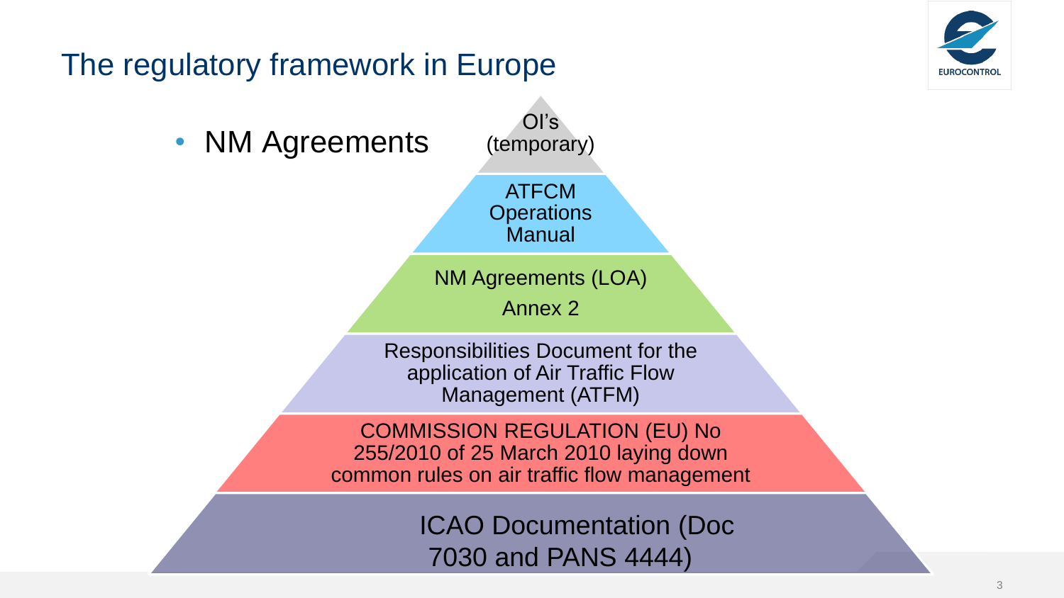# The regulatory framework in Europe

- NM Agreements

OI's (temporary)

ATFCM Operations Manual

NM Agreements (LOA)

Annex 2

Responsibilities Document for the application of Air Traffic Flow Management (ATFM)

COMMISSION REGULATION (EU) No 255/2010 of 25 March 2010 laying down common rules on air traffic flow management

ICAO Documentation (Doc 7030 and PANS 4444)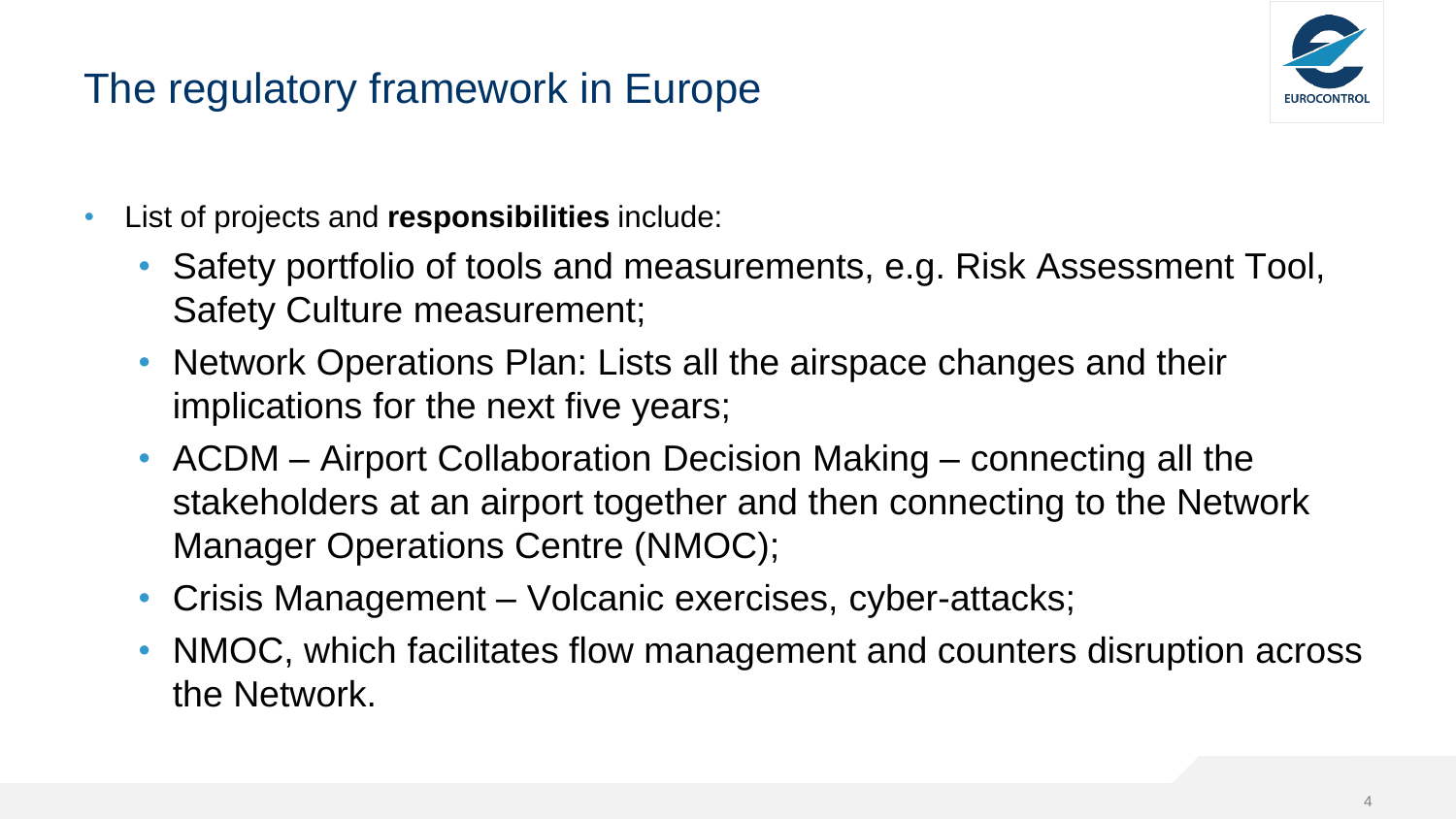# The regulatory framework in Europe

- List of projects and **responsibilities** include:
  - Safety portfolio of tools and measurements, e.g. Risk Assessment Tool, Safety Culture measurement;
  - Network Operations Plan: Lists all the airspace changes and their implications for the next five years;
  - ACDM – Airport Collaboration Decision Making – connecting all the stakeholders at an airport together and then connecting to the Network Manager Operations Centre (NMOC);
  - Crisis Management – Volcanic exercises, cyber-attacks;
  - NMOC, which facilitates flow management and counters disruption across the Network.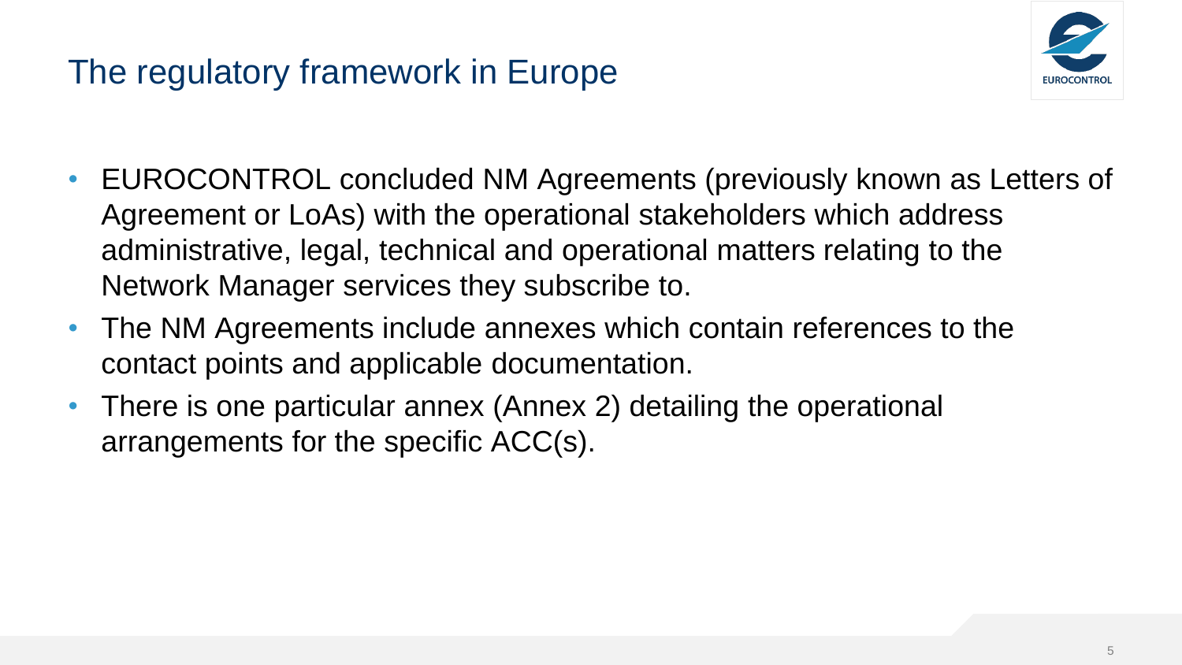# The regulatory framework in Europe

- EUROCONTROL concluded NM Agreements (previously known as Letters of Agreement or LoAs) with the operational stakeholders which address administrative, legal, technical and operational matters relating to the Network Manager services they subscribe to.
- The NM Agreements include annexes which contain references to the contact points and applicable documentation.
- There is one particular annex (Annex 2) detailing the operational arrangements for the specific ACC(s).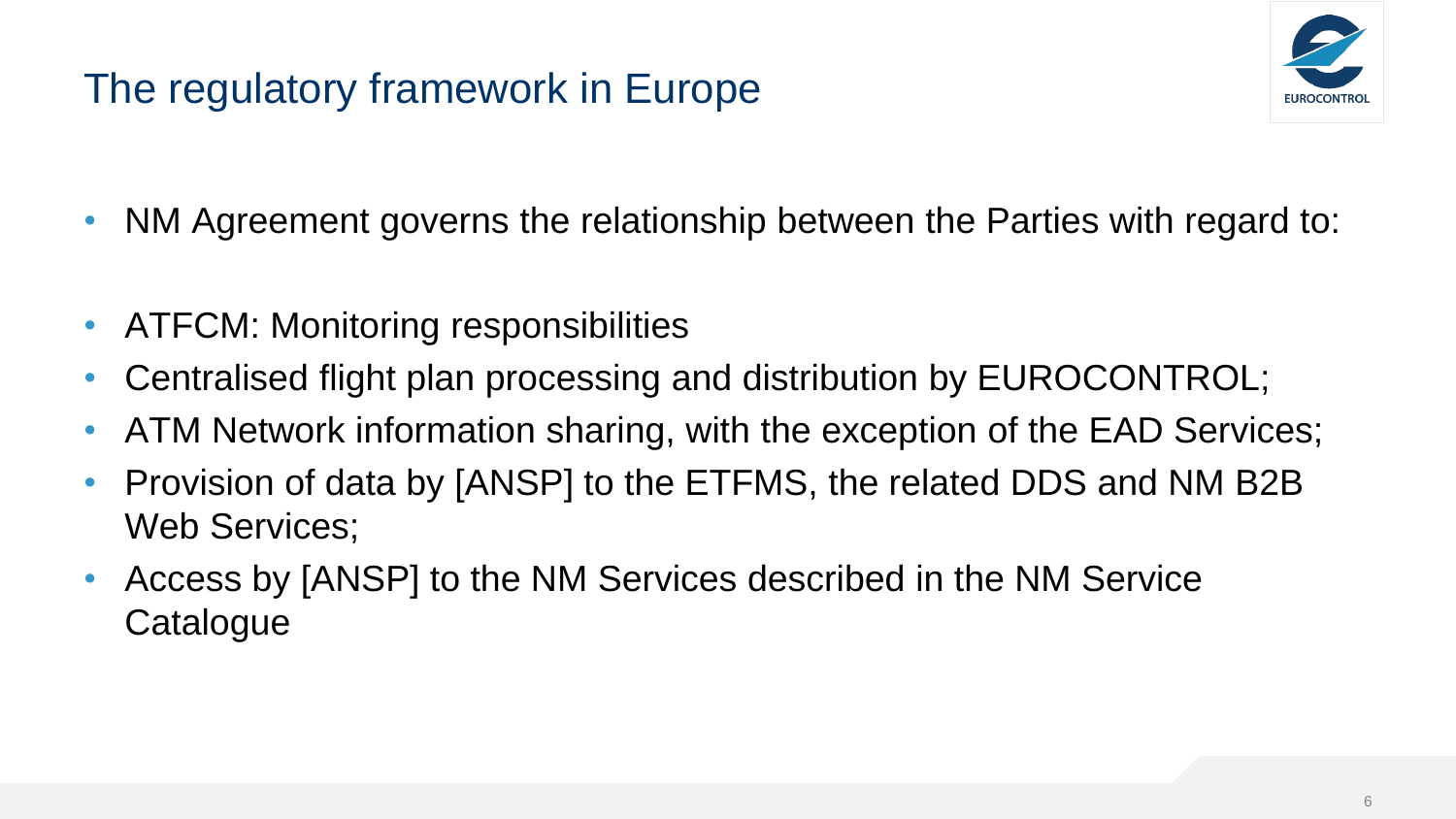# The regulatory framework in Europe

- NM Agreement governs the relationship between the Parties with regard to:

- ATFCM: Monitoring responsibilities
- Centralised flight plan processing and distribution by EUROCONTROL;
- ATM Network information sharing, with the exception of the EAD Services;
- Provision of data by [ANSP] to the ETFMS, the related DDS and NM B2B Web Services;
- Access by [ANSP] to the NM Services described in the NM Service Catalogue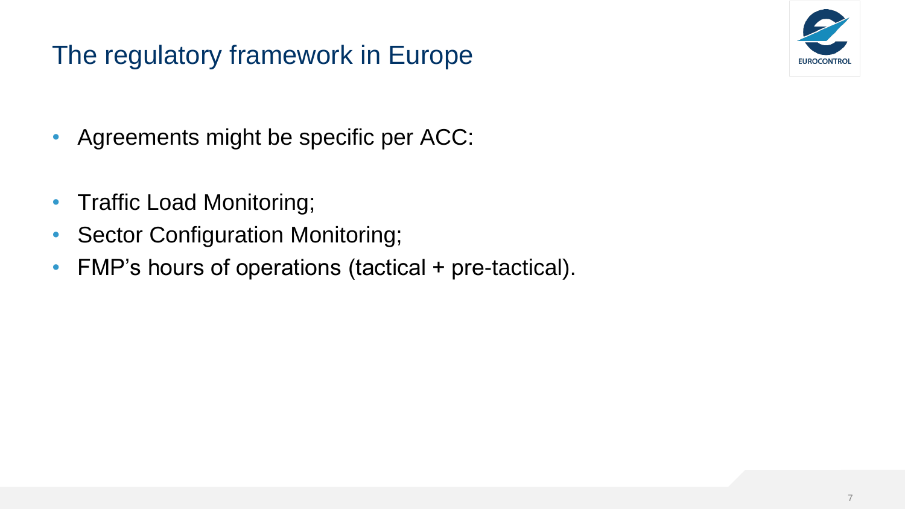# The regulatory framework in Europe

- Agreements might be specific per ACC:

- Traffic Load Monitoring;
- Sector Configuration Monitoring;
- FMP’s hours of operations (tactical + pre-tactical).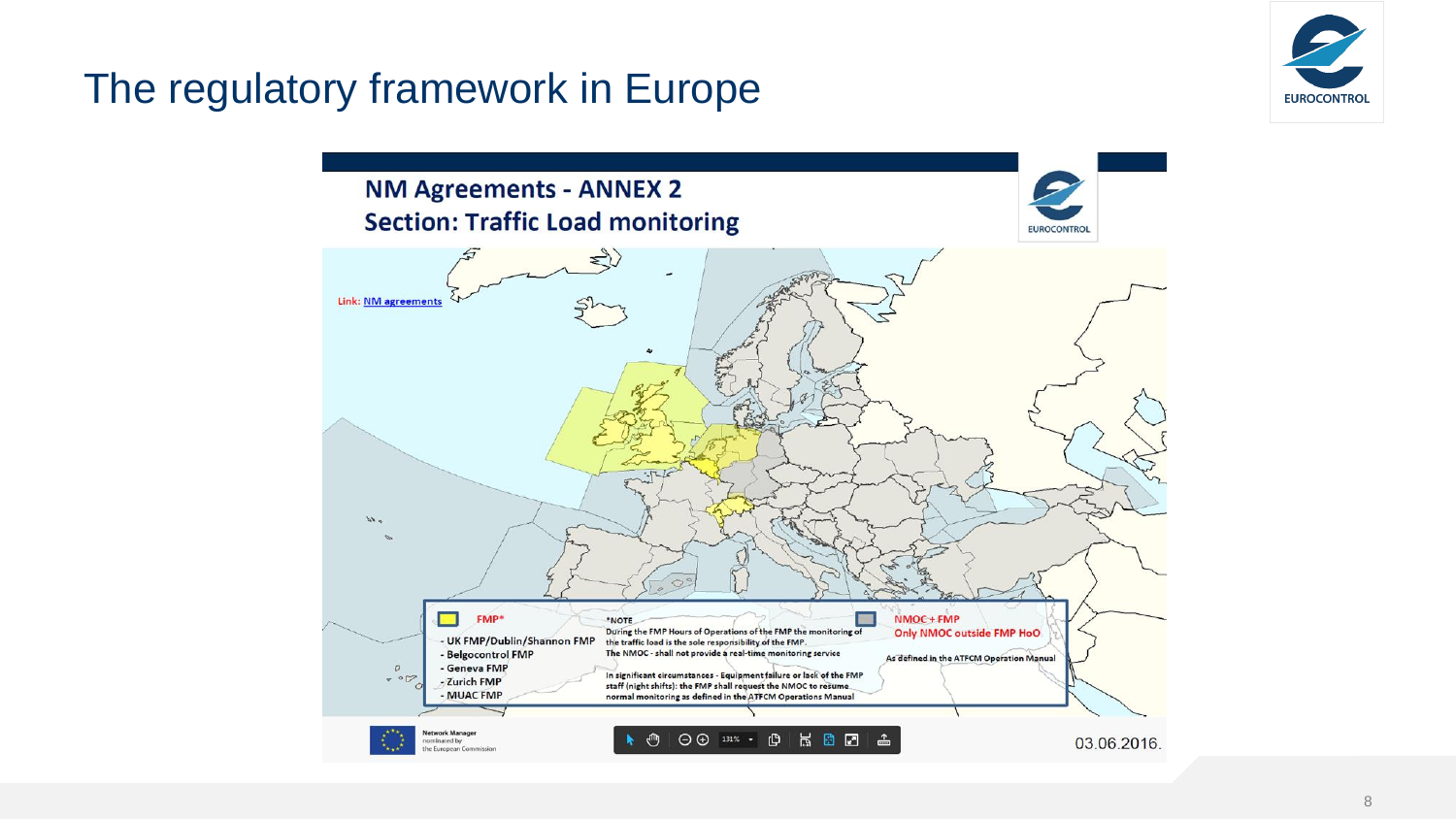# The regulatory framework in Europe

## NM Agreements - ANNEX 2
### Section: Traffic Load monitoring

Link: NM agreements

**FMP***

- UK FMP/Dublin/Shannon FMP
- Belgocontrol FMP
- Geneva FMP
- Zurich FMP
- MUAC FMP

*NOTE
During the FMP Hours of Operations of the FMP the monitoring of the traffic load is the sole responsibility of the FMP.
The NMOC - shall not provide a real-time monitoring service

In significant circumstances - Equipment failure or lack of the FMP staff (night shifts): the FMP shall request the NMOC to resume normal monitoring as defined in the ATFCM Operations Manual

**NMOC+FMP**
**Only NMOC outside FMP HoO**

As defined in the ATFCM Operation Manual

Network Manager nominated by the European Commission

03.06.2016.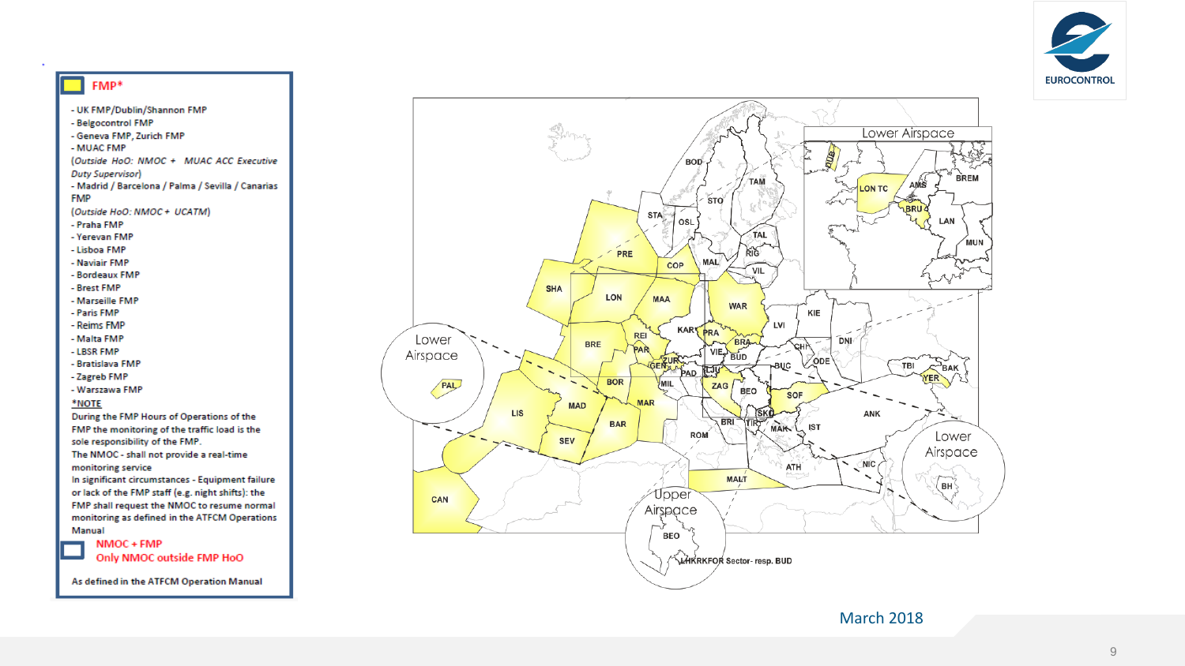**FMP***

- UK FMP/Dublin/Shannon FMP
- Belgocontrol FMP
- Geneva FMP, Zurich FMP
- MUAC FMP

(*Outside HoO: NMOC + MUAC ACC Executive Duty Supervisor*)

- Madrid / Barcelona / Palma / Sevilla / Canarias FMP

(*Outside HoO: NMOC + UCATM*)

- Praha FMP
- Yerevan FMP
- Lisboa FMP
- Naviair FMP
- Bordeaux FMP
- Brest FMP
- Marseille FMP
- Paris FMP
- Reims FMP
- Malta FMP
- LBSR FMP
- Bratislava FMP
- Zagreb FMP
- Warszawa FMP

***NOTE**

During the FMP Hours of Operations of the FMP the monitoring of the traffic load is the sole responsibility of the FMP.

The NMOC - shall not provide a real-time monitoring service

In significant circumstances - Equipment failure or lack of the FMP staff (e.g. night shifts): the FMP shall request the NMOC to resume normal monitoring as defined in the ATFCM Operations Manual

**NMOC + FMP**
**Only NMOC outside FMP HoO**

As defined in the ATFCM Operation Manual

March 2018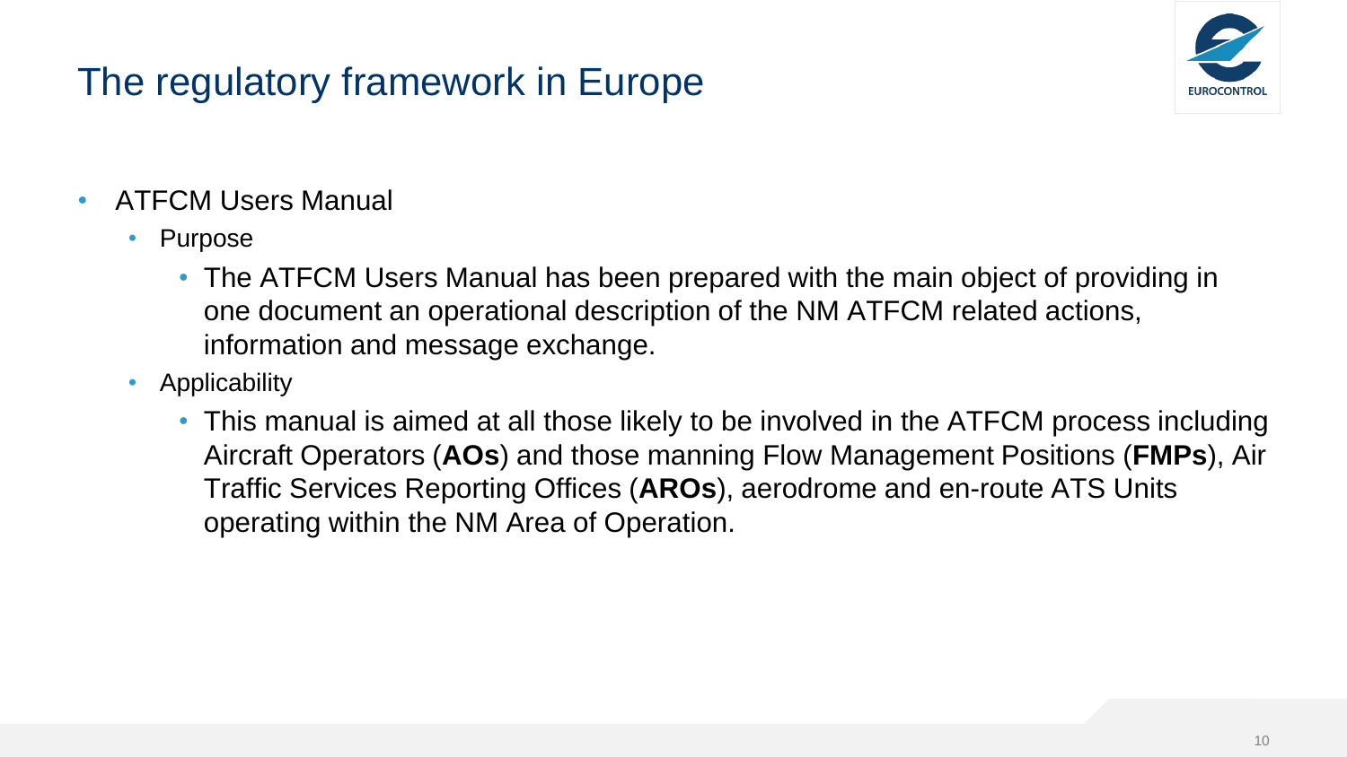# The regulatory framework in Europe

- ATFCM Users Manual
  - Purpose
    - The ATFCM Users Manual has been prepared with the main object of providing in one document an operational description of the NM ATFCM related actions, information and message exchange.
  - Applicability
    - This manual is aimed at all those likely to be involved in the ATFCM process including Aircraft Operators (**AOs**) and those manning Flow Management Positions (**FMPs**), Air Traffic Services Reporting Offices (**AROs**), aerodrome and en-route ATS Units operating within the NM Area of Operation.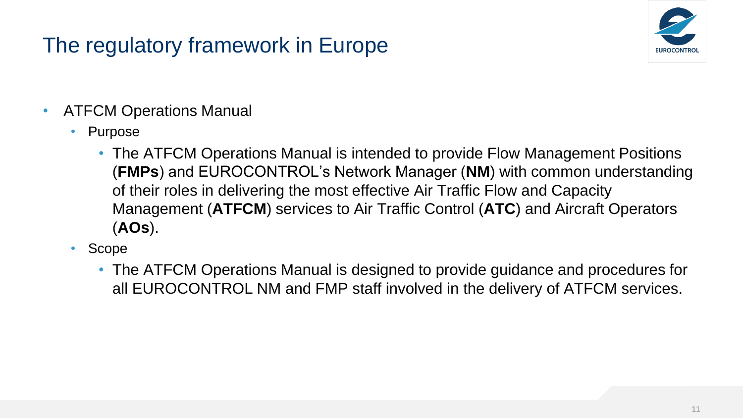# The regulatory framework in Europe

- ATFCM Operations Manual
  - Purpose
    - The ATFCM Operations Manual is intended to provide Flow Management Positions (**FMPs**) and EUROCONTROL's Network Manager (**NM**) with common understanding of their roles in delivering the most effective Air Traffic Flow and Capacity Management (**ATFCM**) services to Air Traffic Control (**ATC**) and Aircraft Operators (**AOs**).
  - Scope
    - The ATFCM Operations Manual is designed to provide guidance and procedures for all EUROCONTROL NM and FMP staff involved in the delivery of ATFCM services.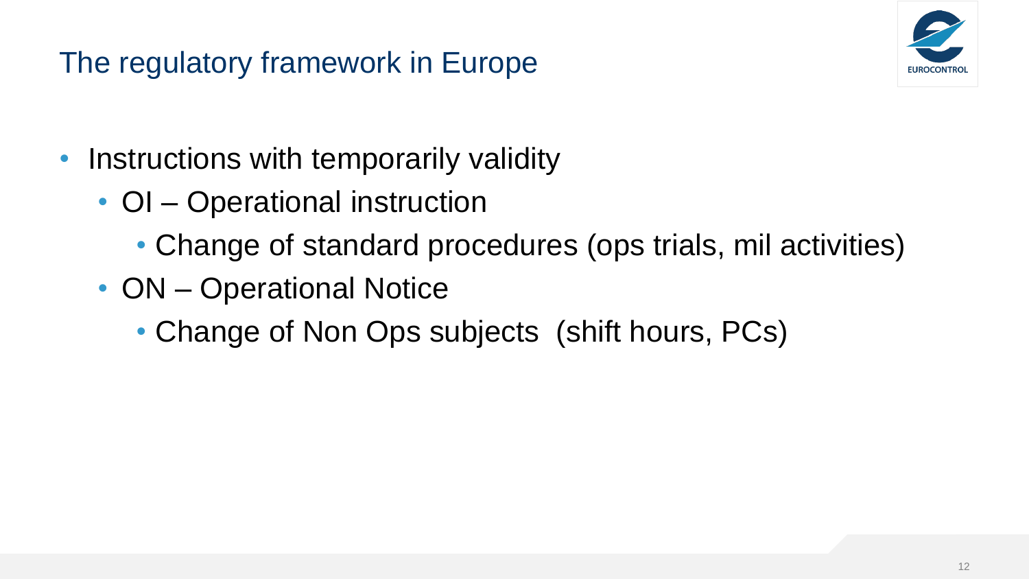# The regulatory framework in Europe

- Instructions with temporarily validity
  - OI – Operational instruction
    - Change of standard procedures (ops trials, mil activities)
  - ON – Operational Notice
    - Change of Non Ops subjects (shift hours, PCs)